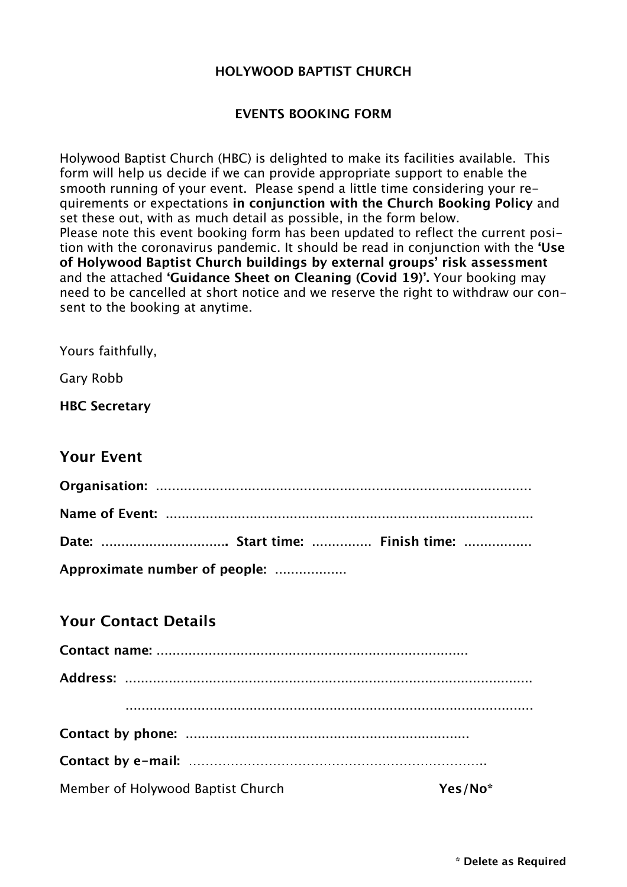**HOLYWOOD BAPTIST CHURCH**

**EVENTS BOOKING FORM**

Holywood Baptist Church (HBC) is delighted to make its facilities available. This form will help us decide if we can provide appropriate support to enable the smooth running of your event. Please spend a little time considering your requirements or expectations **in conjunction with the Church Booking Policy** and set these out, with as much detail as possible, in the form below.
Please note this event booking form has been updated to reflect the current position with the coronavirus pandemic. It should be read in conjunction with the **'Use of Holywood Baptist Church buildings by external groups' risk assessment** and the attached **'Guidance Sheet on Cleaning (Covid 19)'.** Your booking may need to be cancelled at short notice and we reserve the right to withdraw our consent to the booking at anytime.

Yours faithfully,

Gary Robb

**HBC Secretary**

## Your Event

**Organisation:** ...............................................................................................

**Name of Event:** ............................................................................................

**Date:** ................................. **Start time:** ............... **Finish time:** .................

**Approximate number of people:** ..................

## Your Contact Details

**Contact name:** .............................................................................

**Address:** ......................................................................................................

......................................................................................................

**Contact by phone:** .......................................................................

**Contact by e-mail:** .......................................................................

Member of Holywood Baptist Church **Yes/No***

**\* Delete as Required**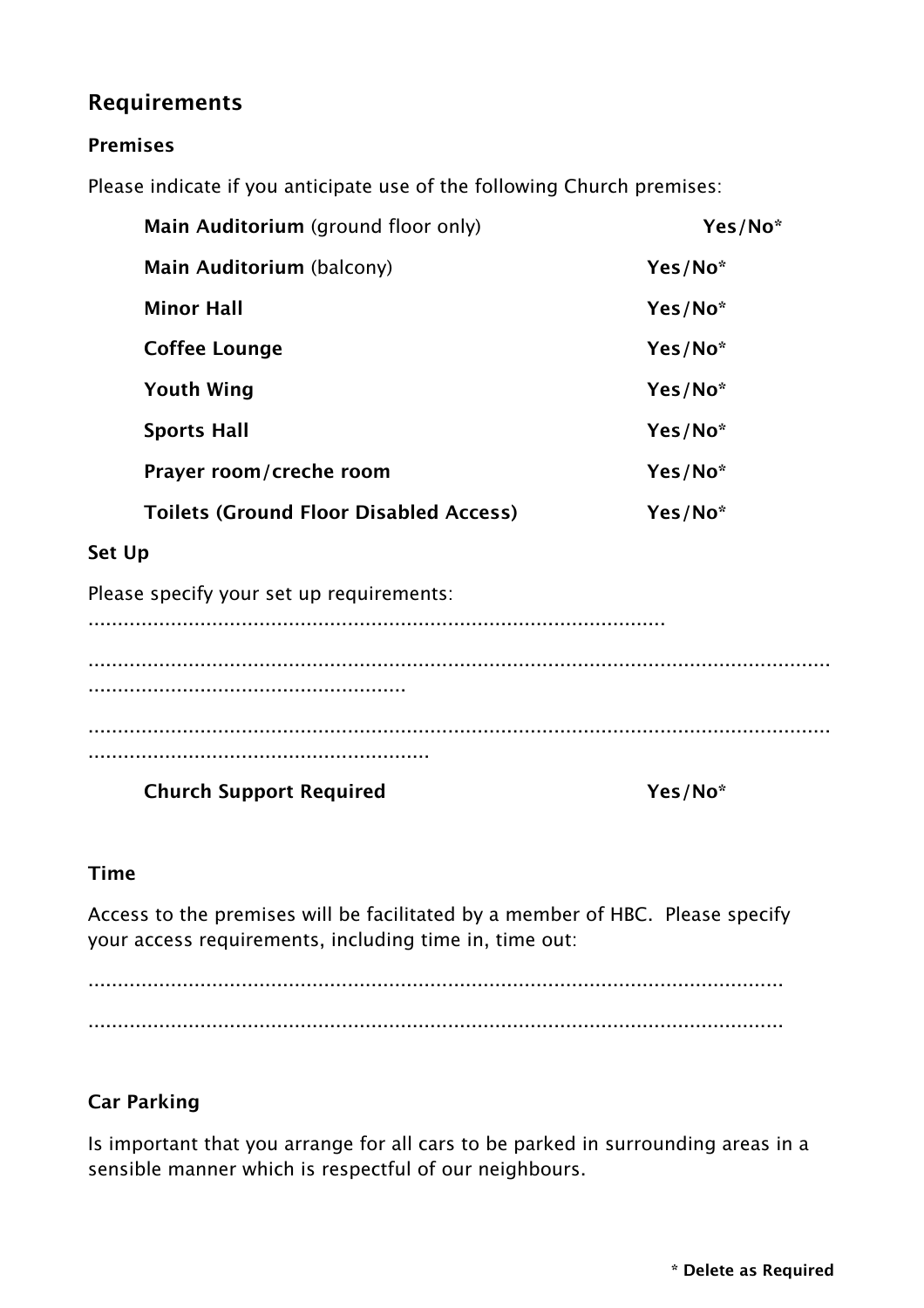## Requirements

### Premises

Please indicate if you anticipate use of the following Church premises:

| | |
|---|---|
| **Main Auditorium** (ground floor only) | **Yes/No*** |
| **Main Auditorium** (balcony) | **Yes/No*** |
| **Minor Hall** | **Yes/No*** |
| **Coffee Lounge** | **Yes/No*** |
| **Youth Wing** | **Yes/No*** |
| **Sports Hall** | **Yes/No*** |
| **Prayer room/creche room** | **Yes/No*** |
| **Toilets (Ground Floor Disabled Access)** | **Yes/No*** |

### Set Up

Please specify your set up requirements:

..................................................................................................

.............................................................................................................................
......................................................

.............................................................................................................................
..........................................................

**Church Support Required** **Yes/No***

### Time

Access to the premises will be facilitated by a member of HBC. Please specify your access requirements, including time in, time out:

.......................................................................................................................

.......................................................................................................................

### Car Parking

Is important that you arrange for all cars to be parked in surrounding areas in a sensible manner which is respectful of our neighbours.

**\* Delete as Required**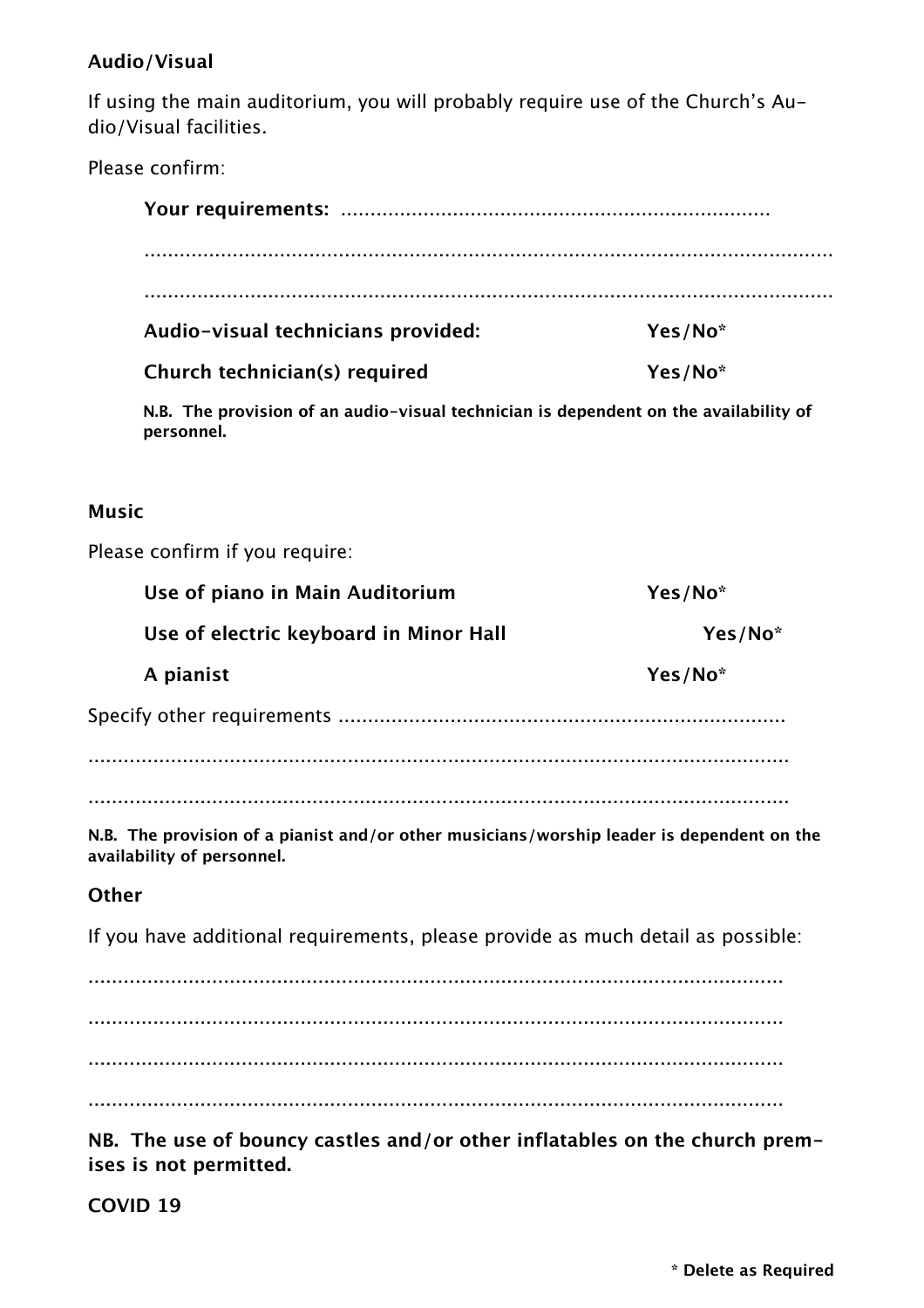**Audio/Visual**

If using the main auditorium, you will probably require use of the Church's Audio/Visual facilities.

Please confirm:

**Your requirements:** ........................................................................

.......................................................................................................................

.......................................................................................................................

**Audio-visual technicians provided:** **Yes/No***

**Church technician(s) required** **Yes/No***

**N.B. The provision of an audio-visual technician is dependent on the availability of personnel.**

**Music**

Please confirm if you require:

**Use of piano in Main Auditorium** **Yes/No***

**Use of electric keyboard in Minor Hall** **Yes/No***

**A pianist** **Yes/No***

Specify other requirements ............................................................................

.......................................................................................................................

.......................................................................................................................

**N.B. The provision of a pianist and/or other musicians/worship leader is dependent on the availability of personnel.**

**Other**

If you have additional requirements, please provide as much detail as possible:

.......................................................................................................................

.......................................................................................................................

.......................................................................................................................

.......................................................................................................................

**NB. The use of bouncy castles and/or other inflatables on the church premises is not permitted.**

**COVID 19**

**\* Delete as Required**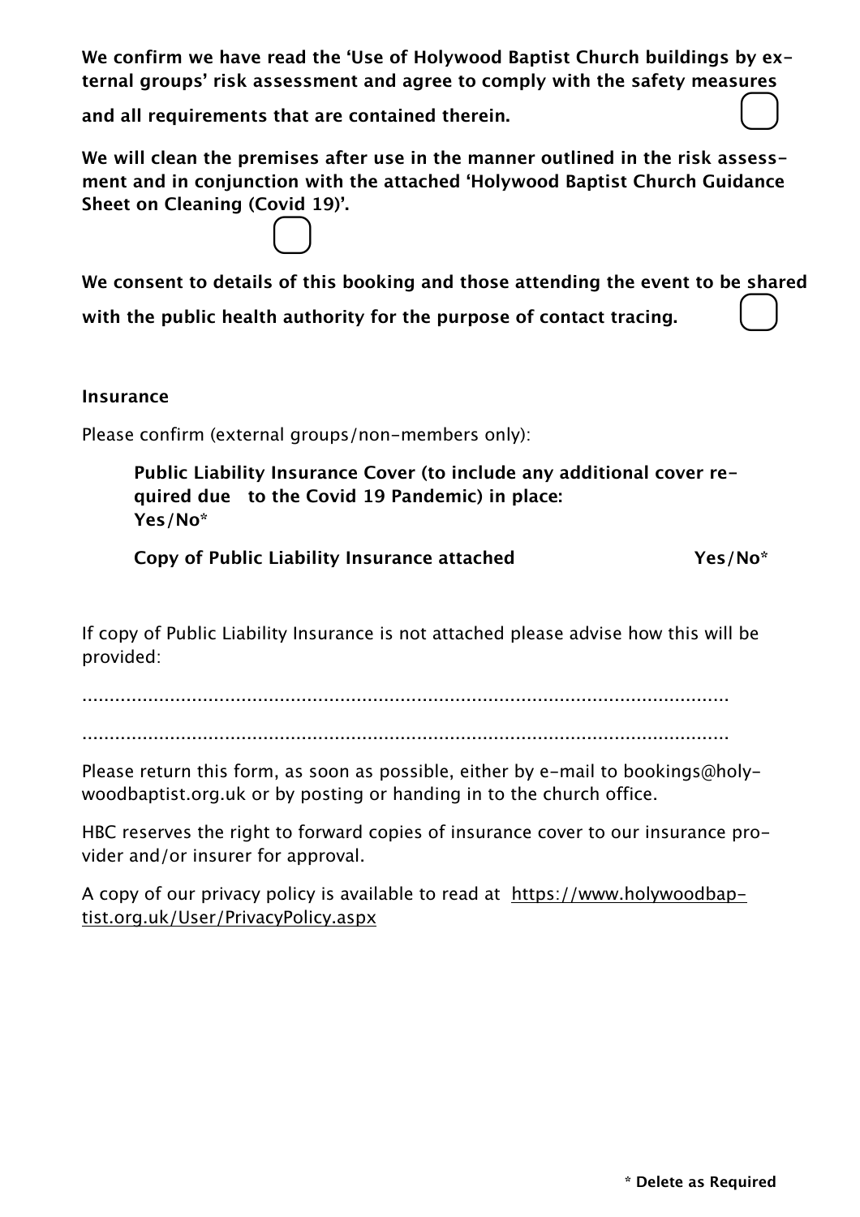**We confirm we have read the 'Use of Holywood Baptist Church buildings by external groups' risk assessment and agree to comply with the safety measures and all requirements that are contained therein.** ☐

**We will clean the premises after use in the manner outlined in the risk assessment and in conjunction with the attached 'Holywood Baptist Church Guidance Sheet on Cleaning (Covid 19)'.** ☐

**We consent to details of this booking and those attending the event to be shared with the public health authority for the purpose of contact tracing.** ☐

**Insurance**

Please confirm (external groups/non-members only):

> **Public Liability Insurance Cover (to include any additional cover required due to the Covid 19 Pandemic) in place:**
> **Yes/No***
>
> **Copy of Public Liability Insurance attached Yes/No***

If copy of Public Liability Insurance is not attached please advise how this will be provided:

..........................................................................................................................

..........................................................................................................................

Please return this form, as soon as possible, either by e-mail to bookings@holywoodbaptist.org.uk or by posting or handing in to the church office.

HBC reserves the right to forward copies of insurance cover to our insurance provider and/or insurer for approval.

A copy of our privacy policy is available to read at [https://www.holywoodbaptist.org.uk/User/PrivacyPolicy.aspx](https://www.holywoodbaptist.org.uk/User/PrivacyPolicy.aspx)

**\* Delete as Required**